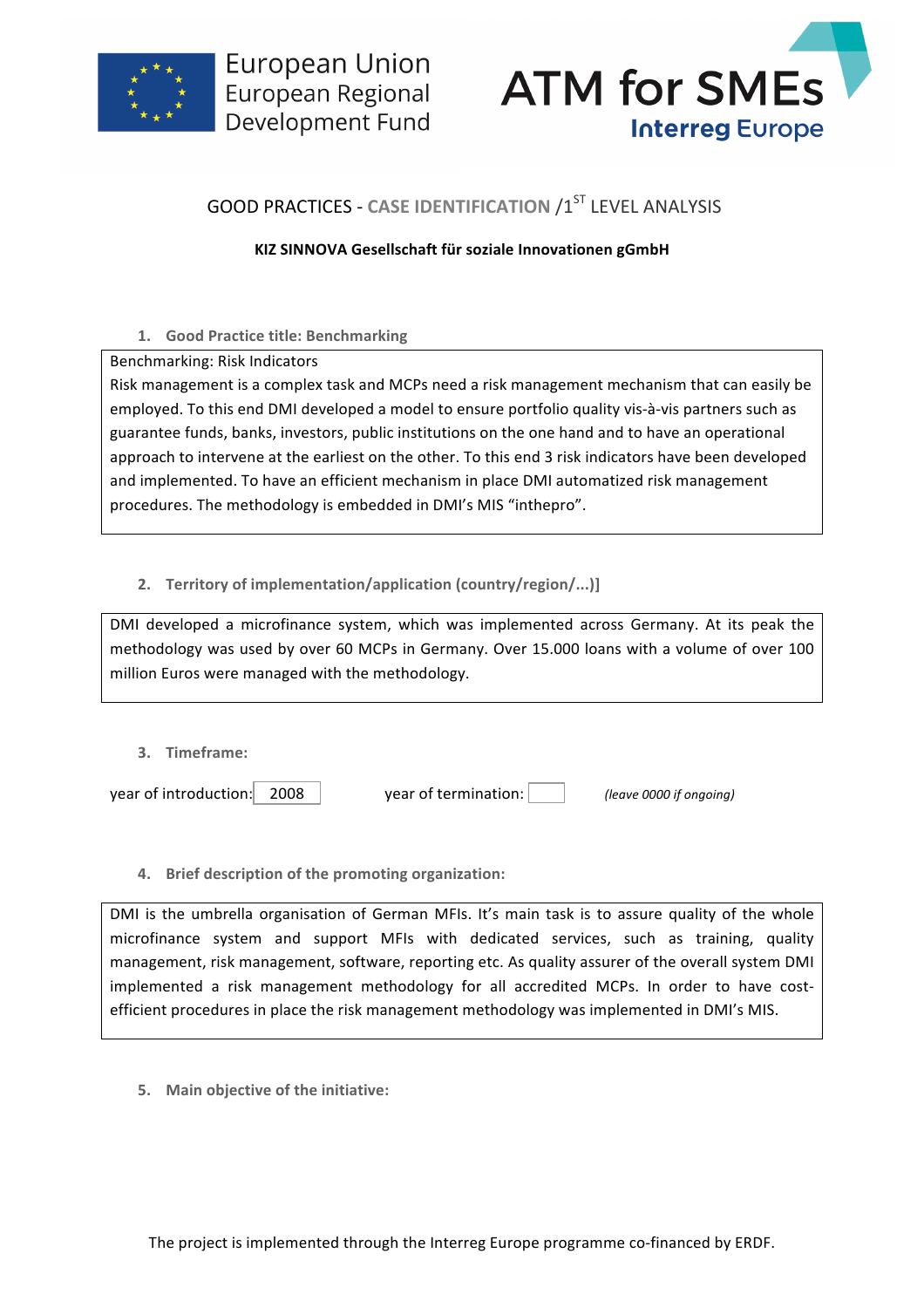European Union
European Regional
Development Fund

ATM for SMEs
Interreg Europe

# GOOD PRACTICES - CASE IDENTIFICATION /1[ST] LEVEL ANALYSIS

**KIZ SINNOVA Gesellschaft für soziale Innovationen gGmbH**

## 1. Good Practice title: Benchmarking

Benchmarking: Risk Indicators
Risk management is a complex task and MCPs need a risk management mechanism that can easily be employed. To this end DMI developed a model to ensure portfolio quality vis-à-vis partners such as guarantee funds, banks, investors, public institutions on the one hand and to have an operational approach to intervene at the earliest on the other. To this end 3 risk indicators have been developed and implemented. To have an efficient mechanism in place DMI automatized risk management procedures. The methodology is embedded in DMI's MIS "inthepro".

## 2. Territory of implementation/application (country/region/...)]

DMI developed a microfinance system, which was implemented across Germany. At its peak the methodology was used by over 60 MCPs in Germany. Over 15.000 loans with a volume of over 100 million Euros were managed with the methodology.

## 3. Timeframe:

year of introduction: 2008 year of termination: *(leave 0000 if ongoing)*

## 4. Brief description of the promoting organization:

DMI is the umbrella organisation of German MFIs. It's main task is to assure quality of the whole microfinance system and support MFIs with dedicated services, such as training, quality management, risk management, software, reporting etc. As quality assurer of the overall system DMI implemented a risk management methodology for all accredited MCPs. In order to have cost-efficient procedures in place the risk management methodology was implemented in DMI's MIS.

## 5. Main objective of the initiative:

The project is implemented through the Interreg Europe programme co-financed by ERDF.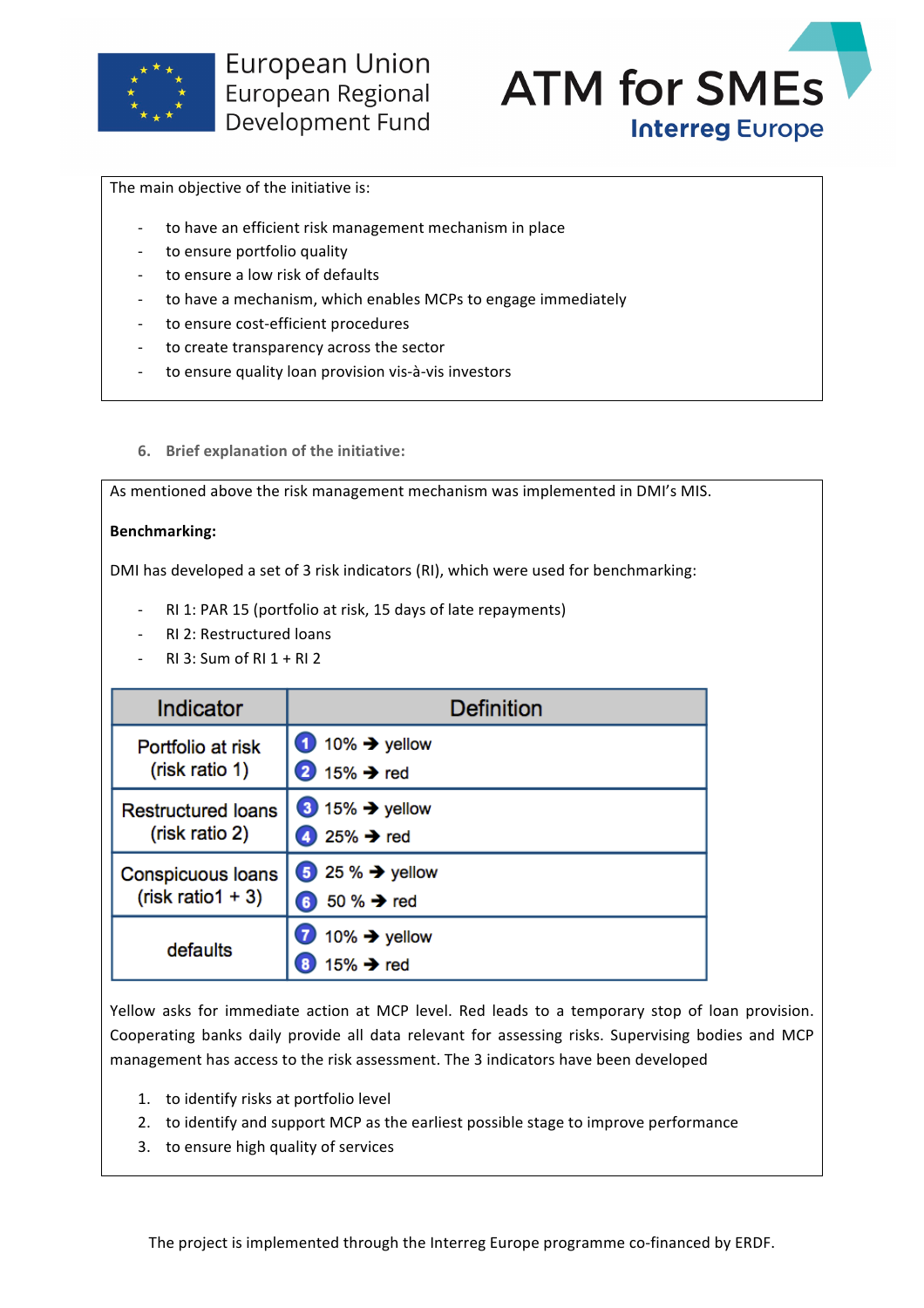The main objective of the initiative is:

- to have an efficient risk management mechanism in place
- to ensure portfolio quality
- to ensure a low risk of defaults
- to have a mechanism, which enables MCPs to engage immediately
- to ensure cost-efficient procedures
- to create transparency across the sector
- to ensure quality loan provision vis-à-vis investors

6. **Brief explanation of the initiative:**

As mentioned above the risk management mechanism was implemented in DMI's MIS.

**Benchmarking:**

DMI has developed a set of 3 risk indicators (RI), which were used for benchmarking:

- RI 1: PAR 15 (portfolio at risk, 15 days of late repayments)
- RI 2: Restructured loans
- RI 3: Sum of RI 1 + RI 2

| Indicator | Definition |
|---|---|
| Portfolio at risk (risk ratio 1) | 1 10% ➔ yellow<br>2 15% ➔ red |
| Restructured loans (risk ratio 2) | 3 15% ➔ yellow<br>4 25% ➔ red |
| Conspicuous loans (risk ratio1 + 3) | 5 25 % ➔ yellow<br>6 50 % ➔ red |
| defaults | 7 10% ➔ yellow<br>8 15% ➔ red |

Yellow asks for immediate action at MCP level. Red leads to a temporary stop of loan provision. Cooperating banks daily provide all data relevant for assessing risks. Supervising bodies and MCP management has access to the risk assessment. The 3 indicators have been developed

1. to identify risks at portfolio level
2. to identify and support MCP as the earliest possible stage to improve performance
3. to ensure high quality of services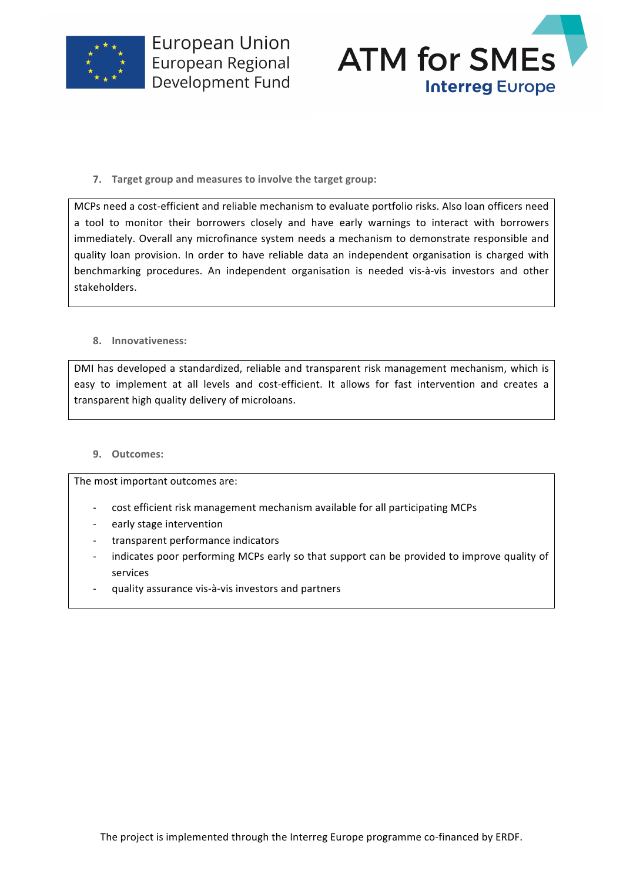7. **Target group and measures to involve the target group:**

MCPs need a cost-efficient and reliable mechanism to evaluate portfolio risks. Also loan officers need a tool to monitor their borrowers closely and have early warnings to interact with borrowers immediately. Overall any microfinance system needs a mechanism to demonstrate responsible and quality loan provision. In order to have reliable data an independent organisation is charged with benchmarking procedures. An independent organisation is needed vis-à-vis investors and other stakeholders.

8. **Innovativeness:**

DMI has developed a standardized, reliable and transparent risk management mechanism, which is easy to implement at all levels and cost-efficient. It allows for fast intervention and creates a transparent high quality delivery of microloans.

9. **Outcomes:**

The most important outcomes are:

- cost efficient risk management mechanism available for all participating MCPs
- early stage intervention
- transparent performance indicators
- indicates poor performing MCPs early so that support can be provided to improve quality of services
- quality assurance vis-à-vis investors and partners